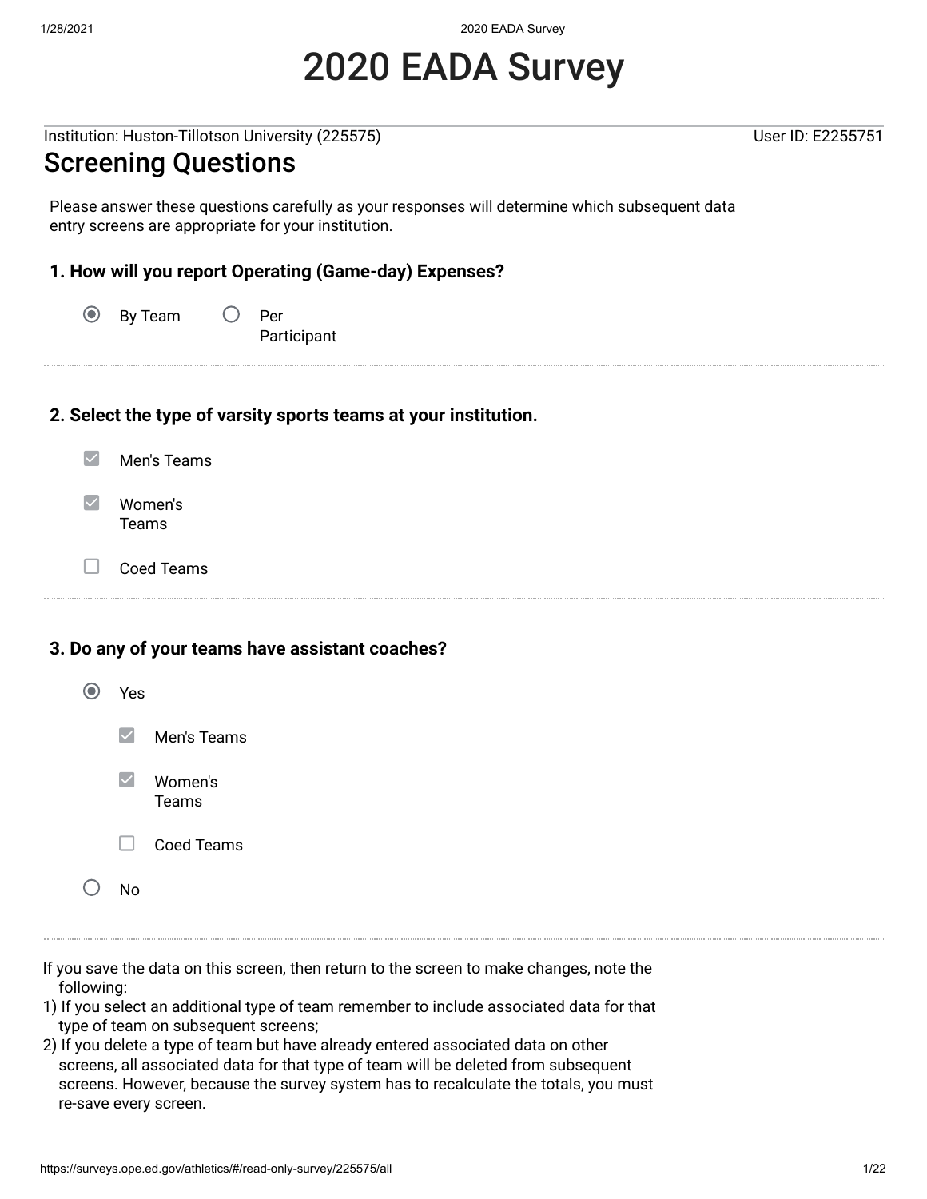# 2020 EADA Survey

Institution: Huston-Tillotson University (225575) User ID: E2255751

## Screening Questions

Please answer these questions carefully as your responses will determine which subsequent data entry screens are appropriate for your institution.

### 1. How will you report Operating (Game-day) Expenses?

- (●) By Team
- ( ) Per Participant

---

### 2. Select the type of varsity sports teams at your institution.

- [x] Men's Teams
- [x] Women's Teams
- [ ] Coed Teams

---

### 3. Do any of your teams have assistant coaches?

- (●) Yes
  - [x] Men's Teams
  - [x] Women's Teams
  - [ ] Coed Teams
- ( ) No

---

If you save the data on this screen, then return to the screen to make changes, note the following:

1) If you select an additional type of team remember to include associated data for that type of team on subsequent screens;
2) If you delete a type of team but have already entered associated data on other screens, all associated data for that type of team will be deleted from subsequent screens. However, because the survey system has to recalculate the totals, you must re-save every screen.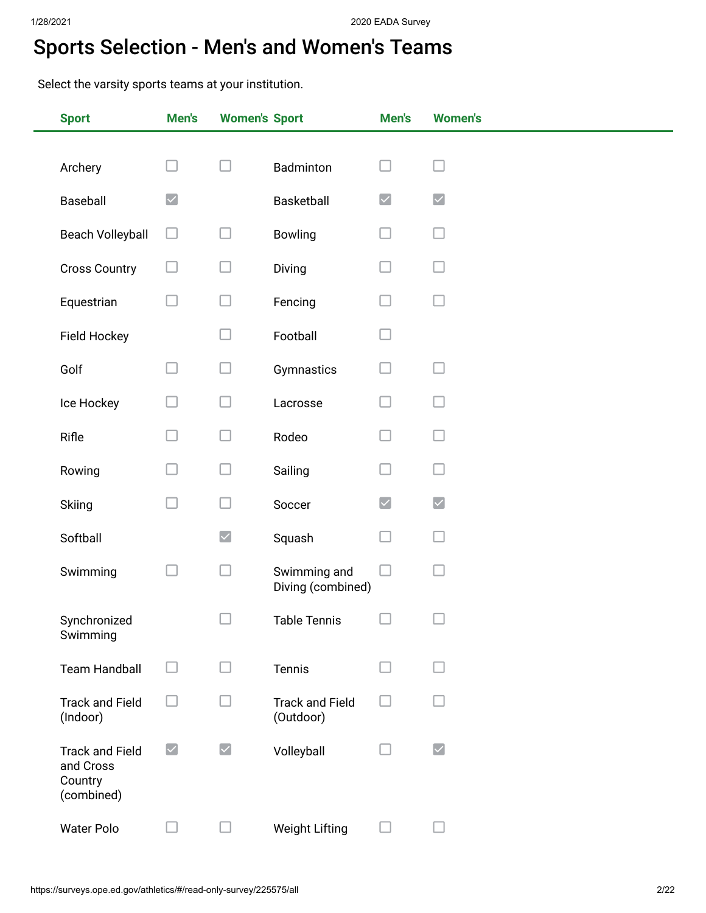# Sports Selection - Men's and Women's Teams

Select the varsity sports teams at your institution.

| Sport | Men's | Women's | Sport | Men's | Women's |
|---|---|---|---|---|---|
| Archery | ☐ | ☐ | Badminton | ☐ | ☐ |
| Baseball | ☑ | | Basketball | ☑ | ☑ |
| Beach Volleyball | ☐ | ☐ | Bowling | ☐ | ☐ |
| Cross Country | ☐ | ☐ | Diving | ☐ | ☐ |
| Equestrian | ☐ | ☐ | Fencing | ☐ | ☐ |
| Field Hockey | | ☐ | Football | ☐ | |
| Golf | ☐ | ☐ | Gymnastics | ☐ | ☐ |
| Ice Hockey | ☐ | ☐ | Lacrosse | ☐ | ☐ |
| Rifle | ☐ | ☐ | Rodeo | ☐ | ☐ |
| Rowing | ☐ | ☐ | Sailing | ☐ | ☐ |
| Skiing | ☐ | ☐ | Soccer | ☑ | ☑ |
| Softball | | ☑ | Squash | ☐ | ☐ |
| Swimming | ☐ | ☐ | Swimming and Diving (combined) | ☐ | ☐ |
| Synchronized Swimming | | ☐ | Table Tennis | ☐ | ☐ |
| Team Handball | ☐ | ☐ | Tennis | ☐ | ☐ |
| Track and Field (Indoor) | ☐ | ☐ | Track and Field (Outdoor) | ☐ | ☐ |
| Track and Field and Cross Country (combined) | ☑ | ☑ | Volleyball | ☐ | ☑ |
| Water Polo | ☐ | ☐ | Weight Lifting | ☐ | ☐ |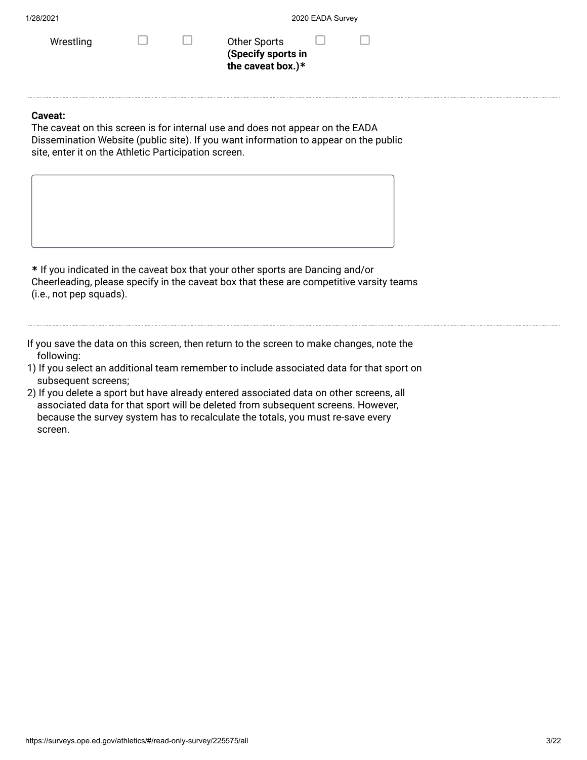| | | | | | |
|---|---|---|---|---|---|
| Wrestling | ☐ | ☐ | Other Sports **(Specify sports in the caveat box.)*** | ☐ | ☐ |

**Caveat:**
The caveat on this screen is for internal use and does not appear on the EADA Dissemination Website (public site). If you want information to appear on the public site, enter it on the Athletic Participation screen.

**\*** If you indicated in the caveat box that your other sports are Dancing and/or Cheerleading, please specify in the caveat box that these are competitive varsity teams (i.e., not pep squads).

If you save the data on this screen, then return to the screen to make changes, note the following:

1) If you select an additional team remember to include associated data for that sport on subsequent screens;
2) If you delete a sport but have already entered associated data on other screens, all associated data for that sport will be deleted from subsequent screens. However, because the survey system has to recalculate the totals, you must re-save every screen.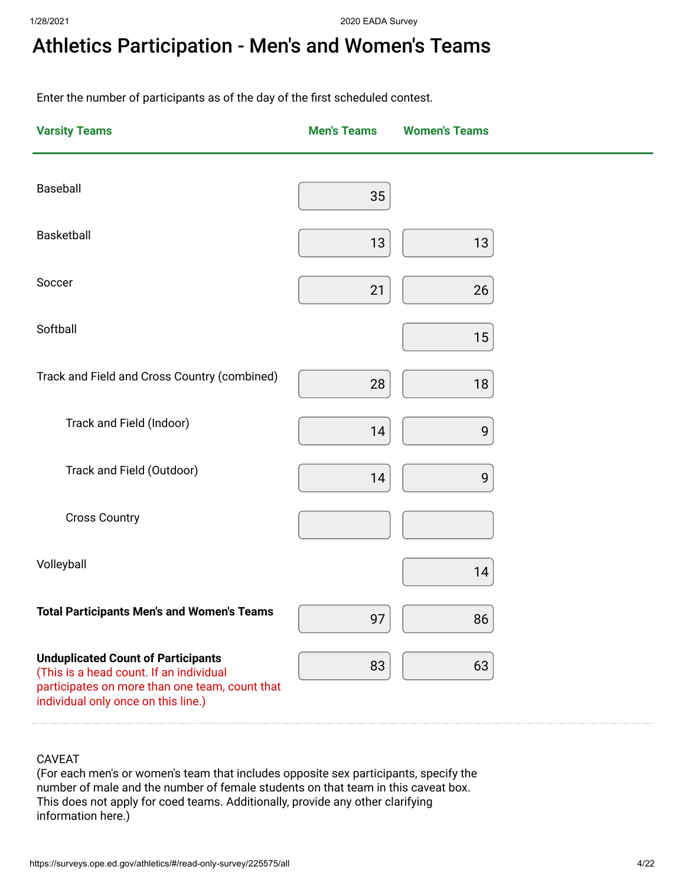# Athletics Participation - Men's and Women's Teams

Enter the number of participants as of the day of the first scheduled contest.

| Varsity Teams | Men's Teams | Women's Teams |
|---|---|---|
| Baseball | 35 | |
| Basketball | 13 | 13 |
| Soccer | 21 | 26 |
| Softball | | 15 |
| Track and Field and Cross Country (combined) | 28 | 18 |
| Track and Field (Indoor) | 14 | 9 |
| Track and Field (Outdoor) | 14 | 9 |
| Cross Country | | |
| Volleyball | | 14 |
| **Total Participants Men's and Women's Teams** | 97 | 86 |
| **Unduplicated Count of Participants** (This is a head count. If an individual participates on more than one team, count that individual only once on this line.) | 83 | 63 |

CAVEAT
(For each men's or women's team that includes opposite sex participants, specify the number of male and the number of female students on that team in this caveat box. This does not apply for coed teams. Additionally, provide any other clarifying information here.)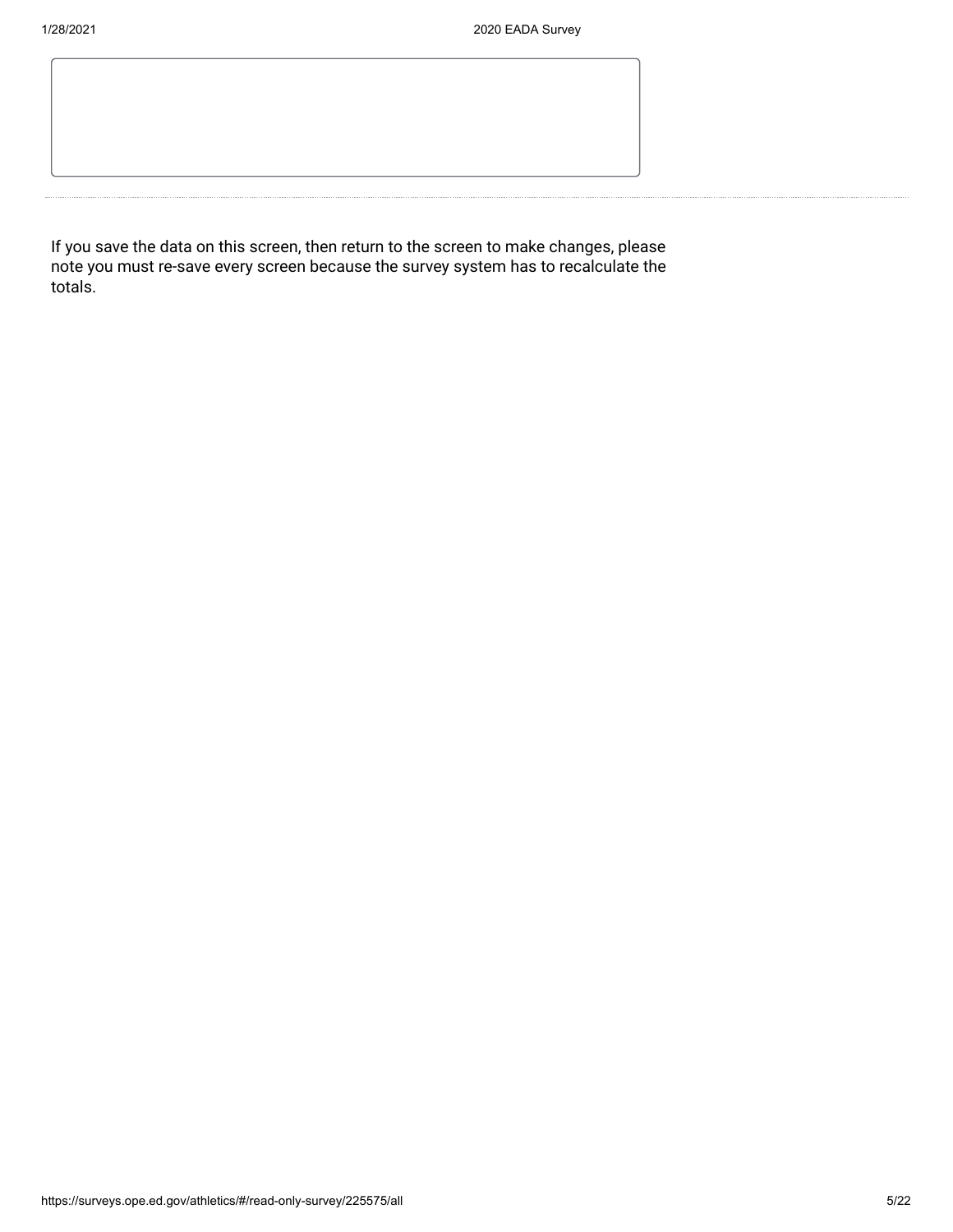If you save the data on this screen, then return to the screen to make changes, please note you must re-save every screen because the survey system has to recalculate the totals.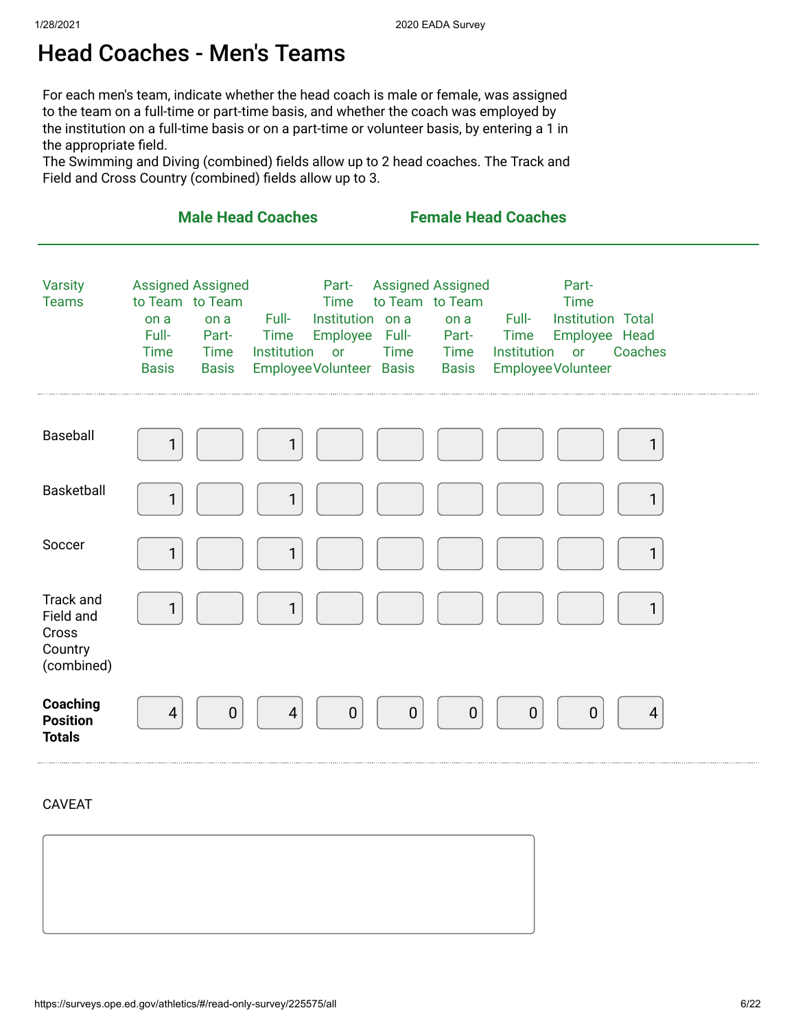# Head Coaches - Men's Teams

For each men's team, indicate whether the head coach is male or female, was assigned to the team on a full-time or part-time basis, and whether the coach was employed by the institution on a full-time basis or on a part-time or volunteer basis, by entering a 1 in the appropriate field.
The Swimming and Diving (combined) fields allow up to 2 head coaches. The Track and Field and Cross Country (combined) fields allow up to 3.

| | Male Head Coaches | | | | Female Head Coaches | | | | |
|---|---|---|---|---|---|---|---|---|---|
| Varsity Teams | Assigned to Team on a Full-Time Basis | Assigned to Team on a Part-Time Basis | Full-Time Institution Employee | Part-Time Institution Employee or Volunteer | Assigned to Team on a Full-Time Basis | Assigned to Team on a Part-Time Basis | Full-Time Institution Employee | Part-Time Institution Employee or Volunteer | Total Head Coaches |
| Baseball | 1 | | 1 | | | | | | 1 |
| Basketball | 1 | | 1 | | | | | | 1 |
| Soccer | 1 | | 1 | | | | | | 1 |
| Track and Field and Cross Country (combined) | 1 | | 1 | | | | | | 1 |
| **Coaching Position Totals** | 4 | 0 | 4 | 0 | 0 | 0 | 0 | 0 | 4 |

CAVEAT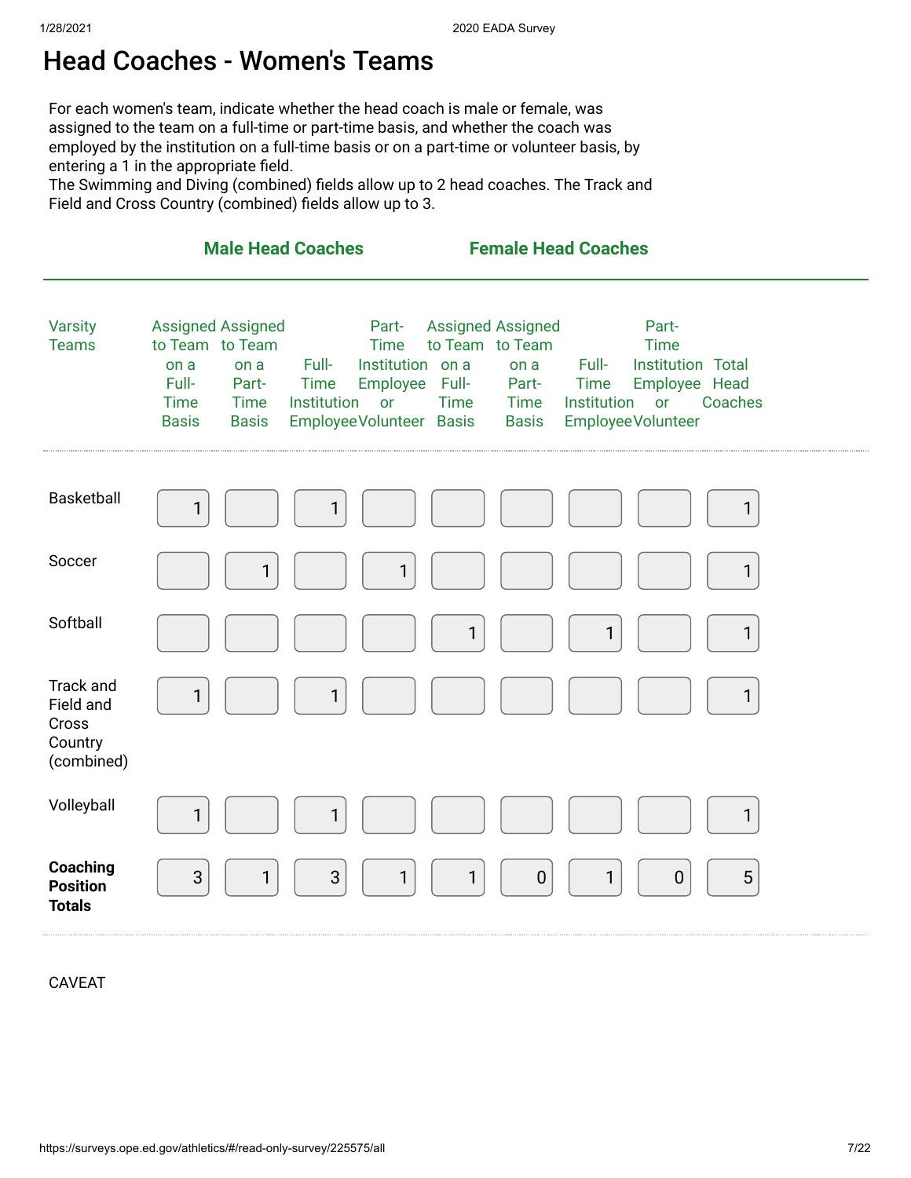# Head Coaches - Women's Teams

For each women's team, indicate whether the head coach is male or female, was assigned to the team on a full-time or part-time basis, and whether the coach was employed by the institution on a full-time basis or on a part-time or volunteer basis, by entering a 1 in the appropriate field.
The Swimming and Diving (combined) fields allow up to 2 head coaches. The Track and Field and Cross Country (combined) fields allow up to 3.

| | Male Head Coaches | | | | Female Head Coaches | | | | |
|---|---|---|---|---|---|---|---|---|---|
| Varsity Teams | Assigned to Team on a Full-Time Basis | Assigned to Team on a Part-Time Basis | Full-Time Institution Employee | Part-Time Institution Employee or Volunteer | Assigned to Team on a Full-Time Basis | Assigned to Team on a Part-Time Basis | Full-Time Institution Employee | Part-Time Institution Employee or Volunteer | Total Head Coaches |
| Basketball | 1 | | 1 | | | | | | 1 |
| Soccer | | 1 | | 1 | | | | | 1 |
| Softball | | | | | 1 | | 1 | | 1 |
| Track and Field and Cross Country (combined) | 1 | | 1 | | | | | | 1 |
| Volleyball | 1 | | 1 | | | | | | 1 |
| **Coaching Position Totals** | 3 | 1 | 3 | 1 | 1 | 0 | 1 | 0 | 5 |

CAVEAT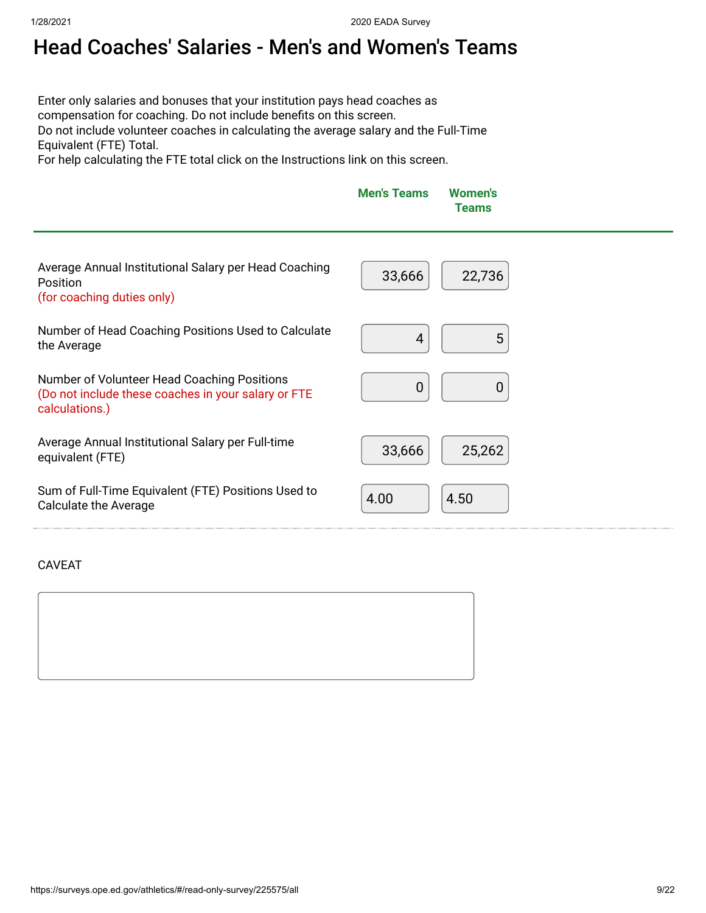# Head Coaches' Salaries - Men's and Women's Teams

Enter only salaries and bonuses that your institution pays head coaches as compensation for coaching. Do not include benefits on this screen.
Do not include volunteer coaches in calculating the average salary and the Full-Time Equivalent (FTE) Total.
For help calculating the FTE total click on the Instructions link on this screen.

| | Men's Teams | Women's Teams |
|---|---|---|
| Average Annual Institutional Salary per Head Coaching Position (for coaching duties only) | 33,666 | 22,736 |
| Number of Head Coaching Positions Used to Calculate the Average | 4 | 5 |
| Number of Volunteer Head Coaching Positions (Do not include these coaches in your salary or FTE calculations.) | 0 | 0 |
| Average Annual Institutional Salary per Full-time equivalent (FTE) | 33,666 | 25,262 |
| Sum of Full-Time Equivalent (FTE) Positions Used to Calculate the Average | 4.00 | 4.50 |

CAVEAT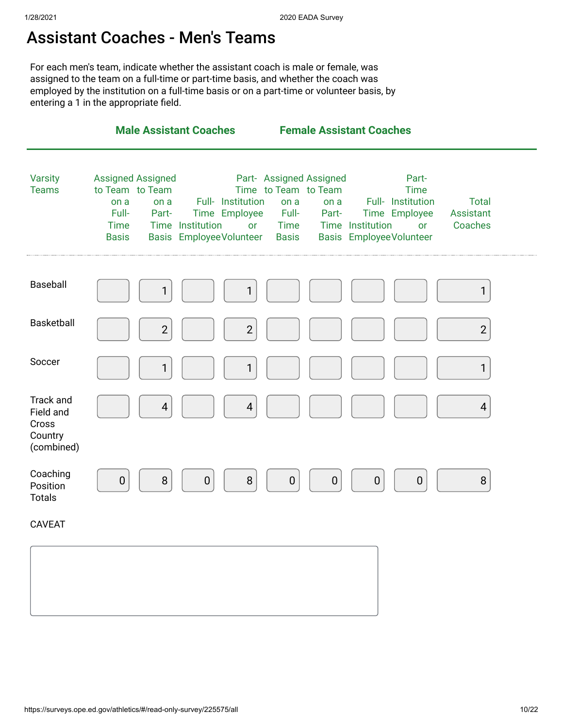# Assistant Coaches - Men's Teams

For each men's team, indicate whether the assistant coach is male or female, was assigned to the team on a full-time or part-time basis, and whether the coach was employed by the institution on a full-time basis or on a part-time or volunteer basis, by entering a 1 in the appropriate field.

| | Male Assistant Coaches | | | | Female Assistant Coaches | | | | |
|---|---|---|---|---|---|---|---|---|---|
| Varsity Teams | Assigned to Team on a Full-Time Basis | Assigned to Team on a Part-Time Basis | Full-Time Institution Employee | Part-Time Institution Employee or Volunteer | Assigned to Team on a Full-Time Basis | Assigned to Team on a Part-Time Basis | Full-Time Institution Employee | Part-Time Institution Employee or Volunteer | Total Assistant Coaches |
| Baseball | | 1 | | 1 | | | | | 1 |
| Basketball | | 2 | | 2 | | | | | 2 |
| Soccer | | 1 | | 1 | | | | | 1 |
| Track and Field and Cross Country (combined) | | 4 | | 4 | | | | | 4 |
| Coaching Position Totals | 0 | 8 | 0 | 8 | 0 | 0 | 0 | 0 | 8 |

CAVEAT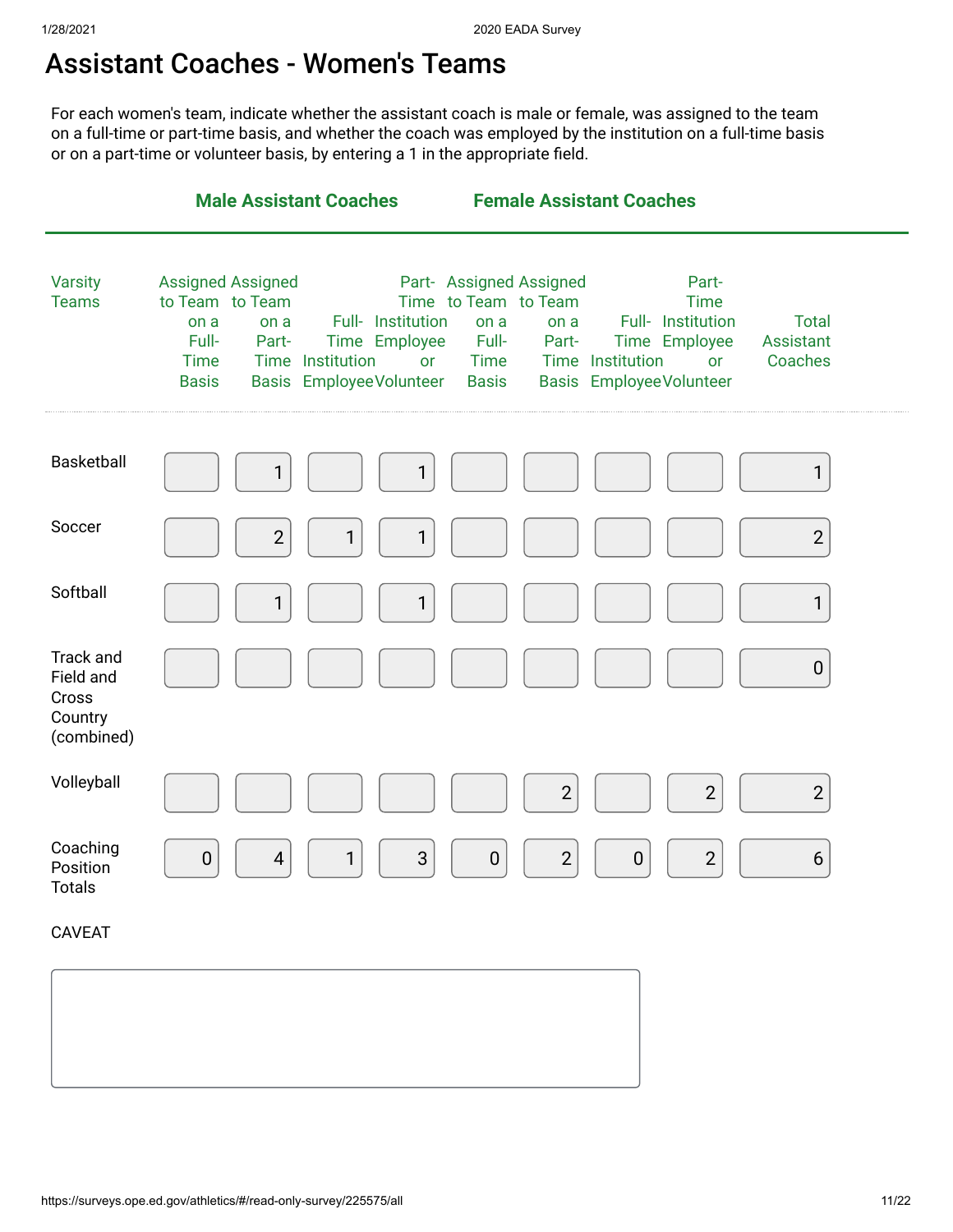# Assistant Coaches - Women's Teams

For each women's team, indicate whether the assistant coach is male or female, was assigned to the team on a full-time or part-time basis, and whether the coach was employed by the institution on a full-time basis or on a part-time or volunteer basis, by entering a 1 in the appropriate field.

| | Male Assistant Coaches | | | | Female Assistant Coaches | | | | |
|---|---|---|---|---|---|---|---|---|---|
| Varsity Teams | Assigned to Team on a Full-Time Basis | Assigned to Team on a Part-Time Basis | Full-Time Institution Employee | Part-Time Institution Employee or Volunteer | Assigned to Team on a Full-Time Basis | Assigned to Team on a Part-Time Basis | Full-Time Institution Employee | Part-Time Institution Employee or Volunteer | Total Assistant Coaches |
| Basketball | | 1 | | 1 | | | | | 1 |
| Soccer | | 2 | 1 | 1 | | | | | 2 |
| Softball | | 1 | | 1 | | | | | 1 |
| Track and Field and Cross Country (combined) | | | | | | | | | 0 |
| Volleyball | | | | | | 2 | | 2 | 2 |
| Coaching Position Totals | 0 | 4 | 1 | 3 | 0 | 2 | 0 | 2 | 6 |

CAVEAT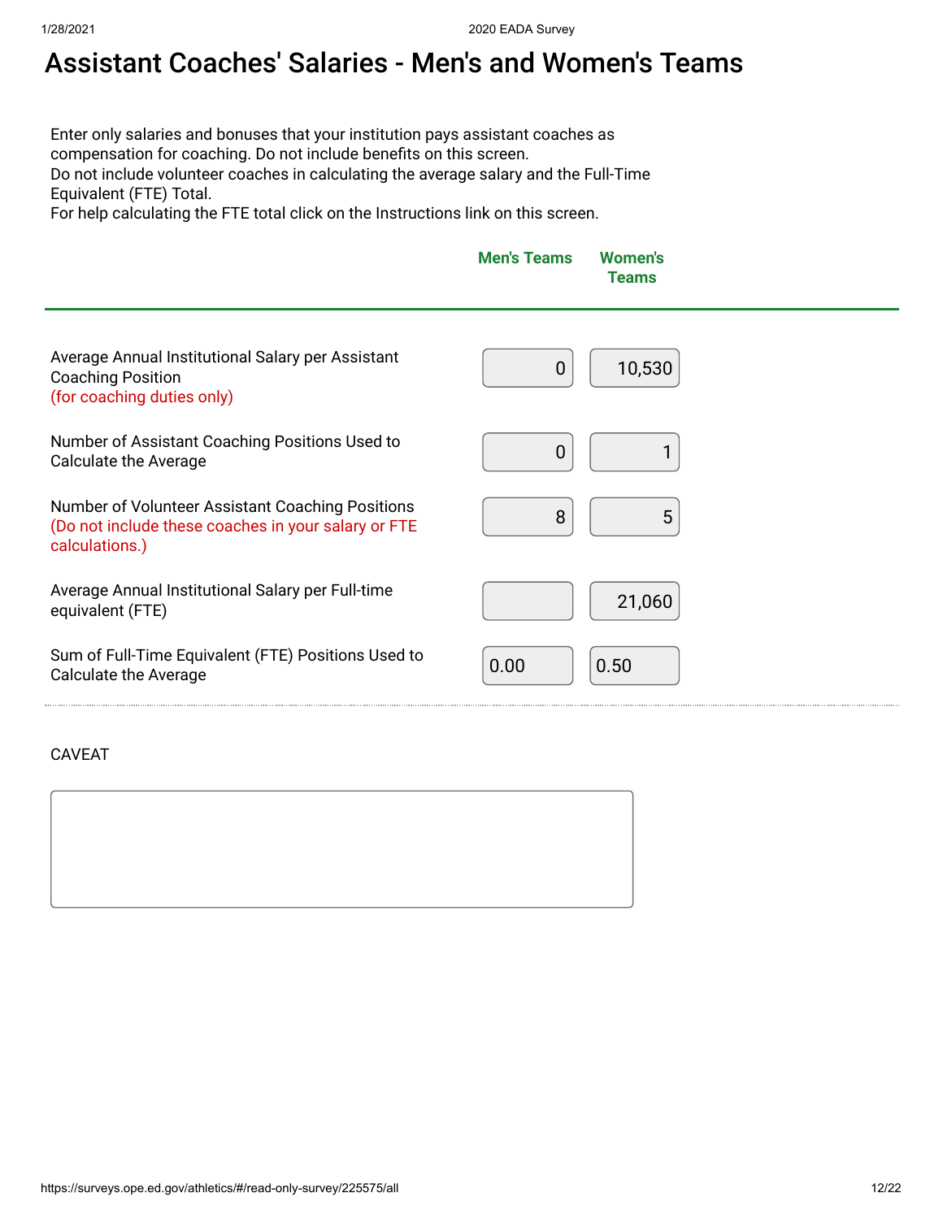# Assistant Coaches' Salaries - Men's and Women's Teams

Enter only salaries and bonuses that your institution pays assistant coaches as compensation for coaching. Do not include benefits on this screen.
Do not include volunteer coaches in calculating the average salary and the Full-Time Equivalent (FTE) Total.
For help calculating the FTE total click on the Instructions link on this screen.

| | Men's Teams | Women's Teams |
|---|---|---|
| Average Annual Institutional Salary per Assistant Coaching Position (for coaching duties only) | 0 | 10,530 |
| Number of Assistant Coaching Positions Used to Calculate the Average | 0 | 1 |
| Number of Volunteer Assistant Coaching Positions (Do not include these coaches in your salary or FTE calculations.) | 8 | 5 |
| Average Annual Institutional Salary per Full-time equivalent (FTE) | | 21,060 |
| Sum of Full-Time Equivalent (FTE) Positions Used to Calculate the Average | 0.00 | 0.50 |

CAVEAT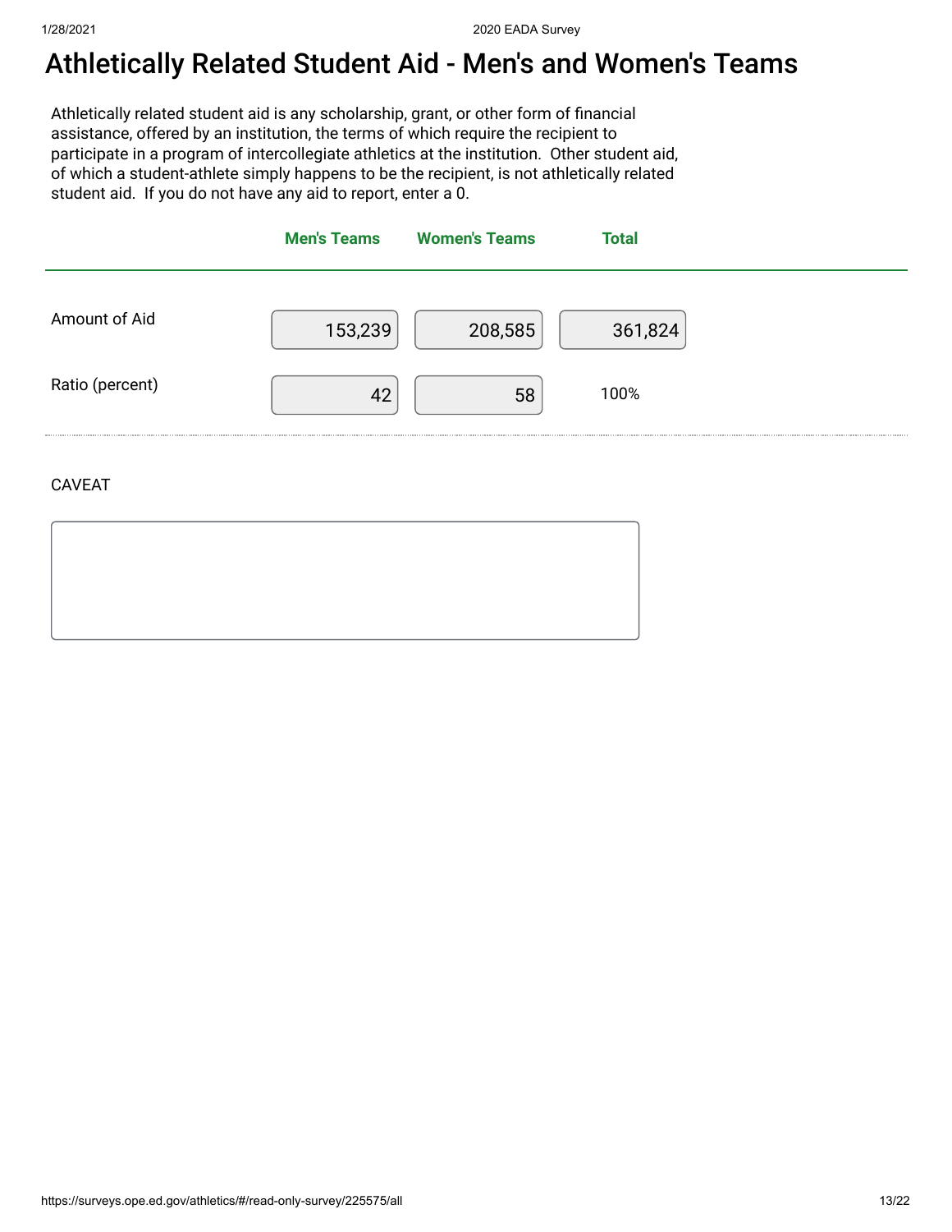# Athletically Related Student Aid - Men's and Women's Teams

Athletically related student aid is any scholarship, grant, or other form of financial assistance, offered by an institution, the terms of which require the recipient to participate in a program of intercollegiate athletics at the institution. Other student aid, of which a student-athlete simply happens to be the recipient, is not athletically related student aid. If you do not have any aid to report, enter a 0.

| | Men's Teams | Women's Teams | Total |
|---|---|---|---|
| Amount of Aid | 153,239 | 208,585 | 361,824 |
| Ratio (percent) | 42 | 58 | 100% |

CAVEAT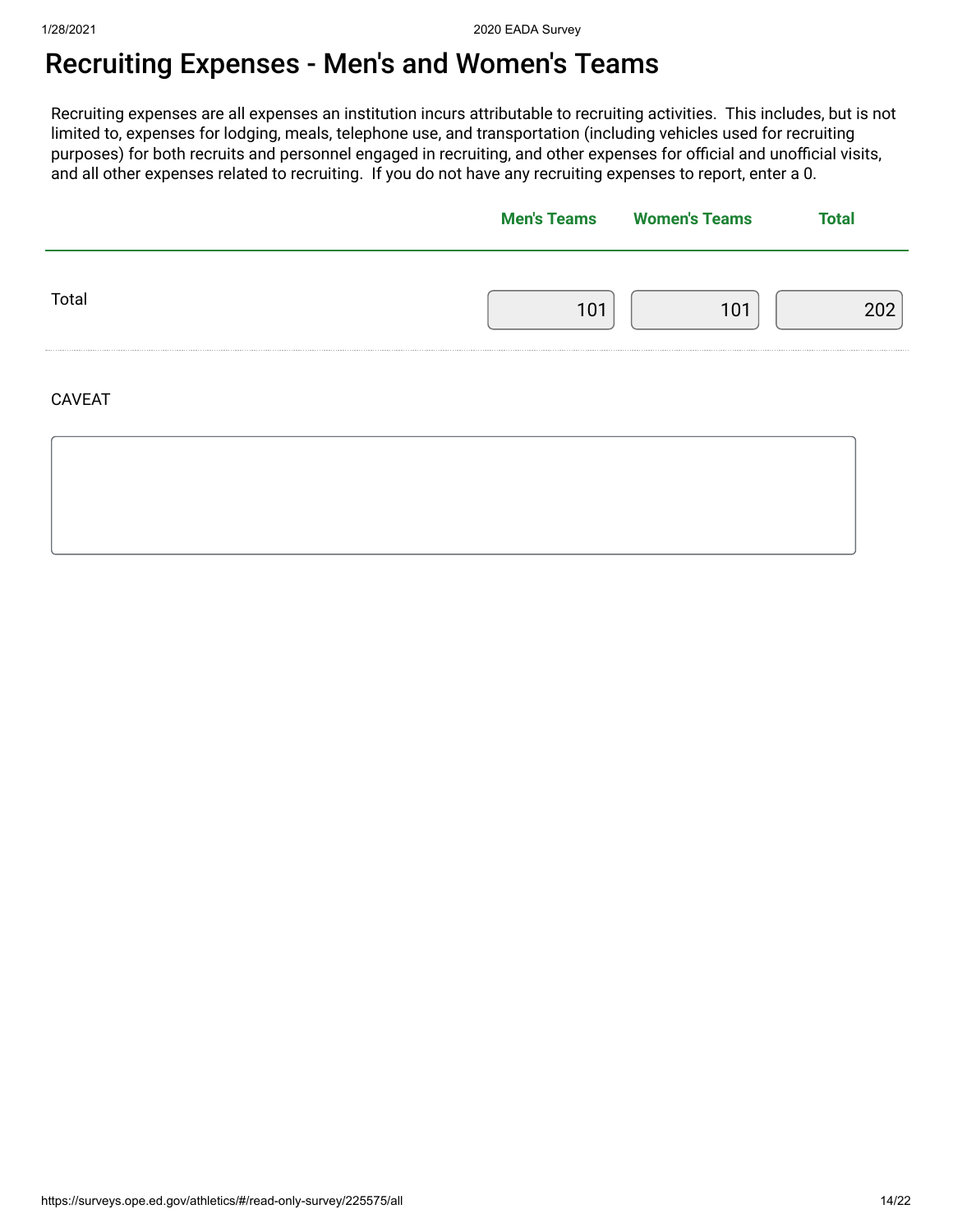# Recruiting Expenses - Men's and Women's Teams

Recruiting expenses are all expenses an institution incurs attributable to recruiting activities. This includes, but is not limited to, expenses for lodging, meals, telephone use, and transportation (including vehicles used for recruiting purposes) for both recruits and personnel engaged in recruiting, and other expenses for official and unofficial visits, and all other expenses related to recruiting. If you do not have any recruiting expenses to report, enter a 0.

| | Men's Teams | Women's Teams | Total |
|---|---|---|---|
| Total | 101 | 101 | 202 |

CAVEAT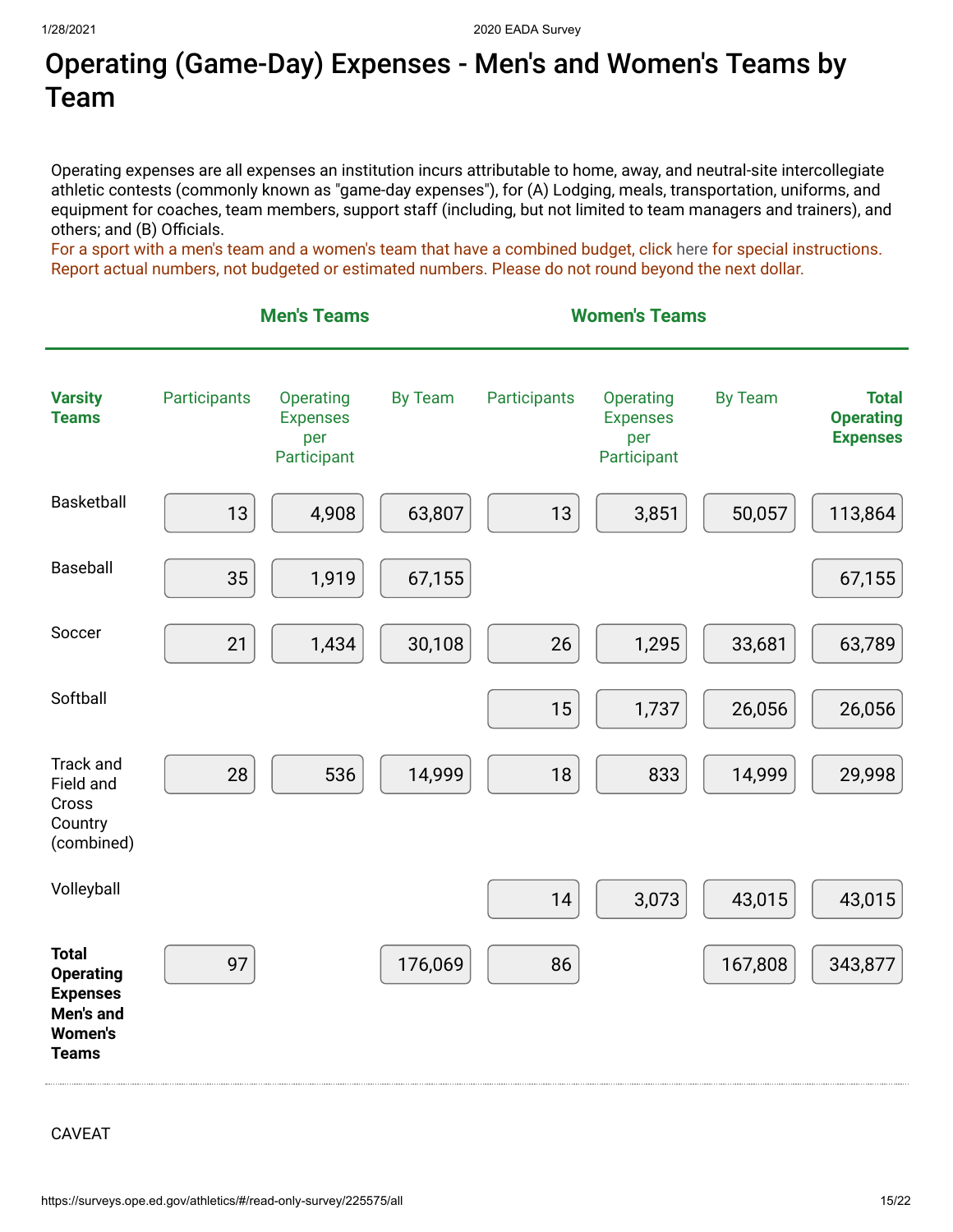# Operating (Game-Day) Expenses - Men's and Women's Teams by Team

Operating expenses are all expenses an institution incurs attributable to home, away, and neutral-site intercollegiate athletic contests (commonly known as "game-day expenses"), for (A) Lodging, meals, transportation, uniforms, and equipment for coaches, team members, support staff (including, but not limited to team managers and trainers), and others; and (B) Officials.

For a sport with a men's team and a women's team that have a combined budget, click here for special instructions. Report actual numbers, not budgeted or estimated numbers. Please do not round beyond the next dollar.

| | Men's Teams | | | Women's Teams | | | |
|---|---|---|---|---|---|---|---|
| **Varsity Teams** | Participants | Operating Expenses per Participant | By Team | Participants | Operating Expenses per Participant | By Team | **Total Operating Expenses** |
| Basketball | 13 | 4,908 | 63,807 | 13 | 3,851 | 50,057 | 113,864 |
| Baseball | 35 | 1,919 | 67,155 | | | | 67,155 |
| Soccer | 21 | 1,434 | 30,108 | 26 | 1,295 | 33,681 | 63,789 |
| Softball | | | | 15 | 1,737 | 26,056 | 26,056 |
| Track and Field and Cross Country (combined) | 28 | 536 | 14,999 | 18 | 833 | 14,999 | 29,998 |
| Volleyball | | | | 14 | 3,073 | 43,015 | 43,015 |
| **Total Operating Expenses Men's and Women's Teams** | 97 | | 176,069 | 86 | | 167,808 | 343,877 |

CAVEAT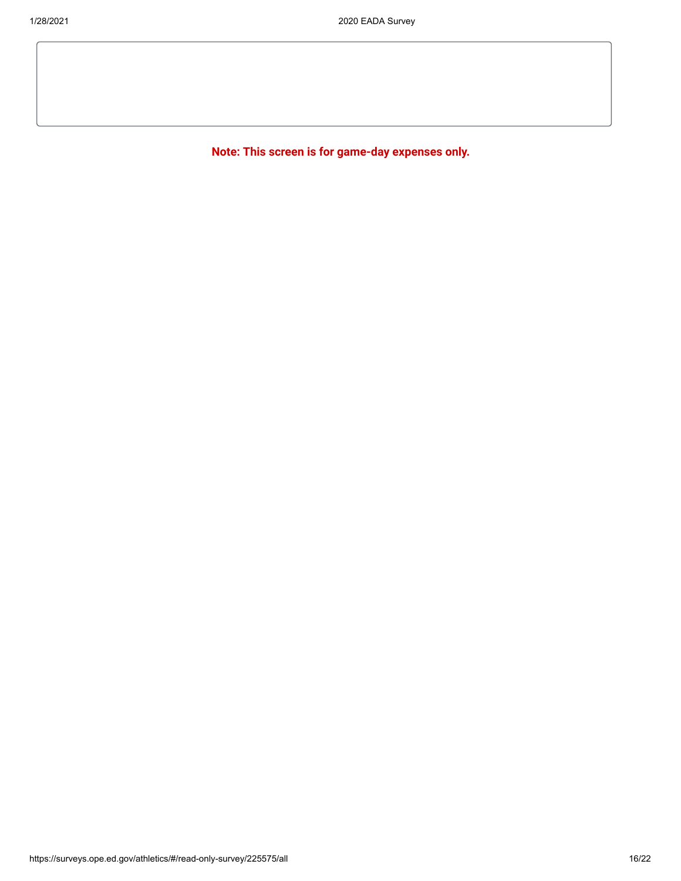**Note: This screen is for game-day expenses only.**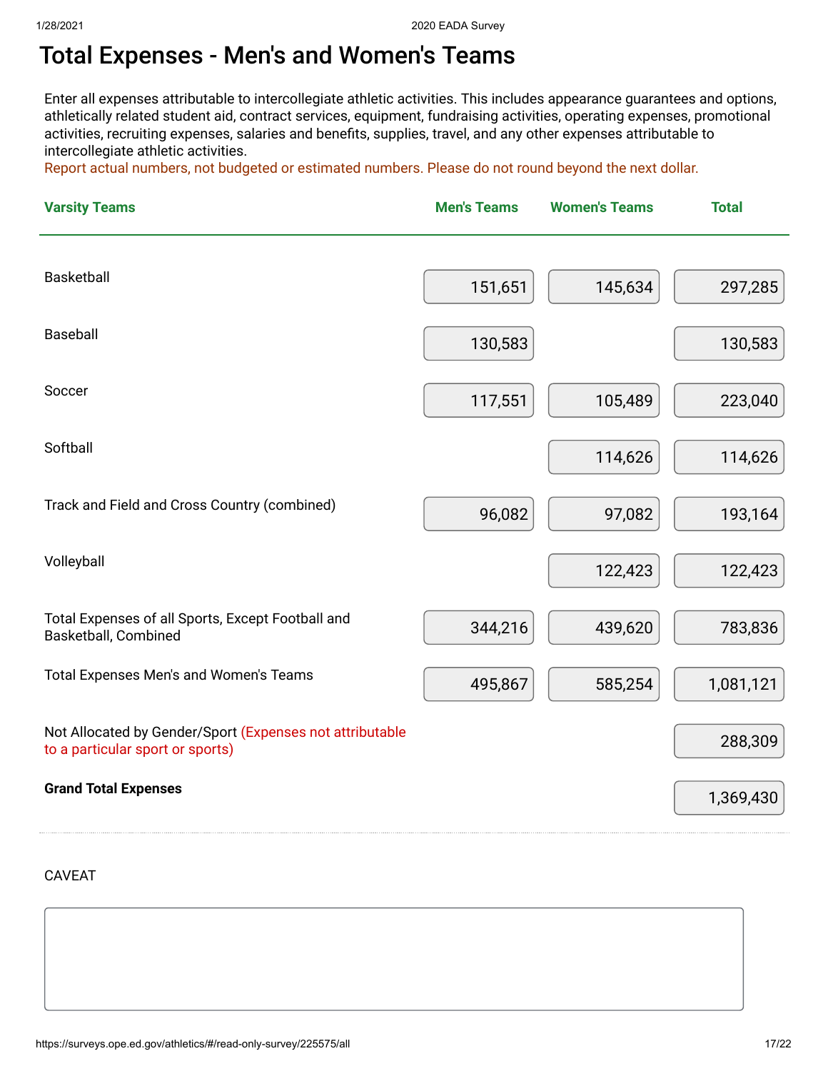# Total Expenses - Men's and Women's Teams

Enter all expenses attributable to intercollegiate athletic activities. This includes appearance guarantees and options, athletically related student aid, contract services, equipment, fundraising activities, operating expenses, promotional activities, recruiting expenses, salaries and benefits, supplies, travel, and any other expenses attributable to intercollegiate athletic activities.
Report actual numbers, not budgeted or estimated numbers. Please do not round beyond the next dollar.

| Varsity Teams | Men's Teams | Women's Teams | Total |
|---|---|---|---|
| Basketball | 151,651 | 145,634 | 297,285 |
| Baseball | 130,583 | | 130,583 |
| Soccer | 117,551 | 105,489 | 223,040 |
| Softball | | 114,626 | 114,626 |
| Track and Field and Cross Country (combined) | 96,082 | 97,082 | 193,164 |
| Volleyball | | 122,423 | 122,423 |
| Total Expenses of all Sports, Except Football and Basketball, Combined | 344,216 | 439,620 | 783,836 |
| Total Expenses Men's and Women's Teams | 495,867 | 585,254 | 1,081,121 |
| Not Allocated by Gender/Sport (Expenses not attributable to a particular sport or sports) | | | 288,309 |
| **Grand Total Expenses** | | | 1,369,430 |

CAVEAT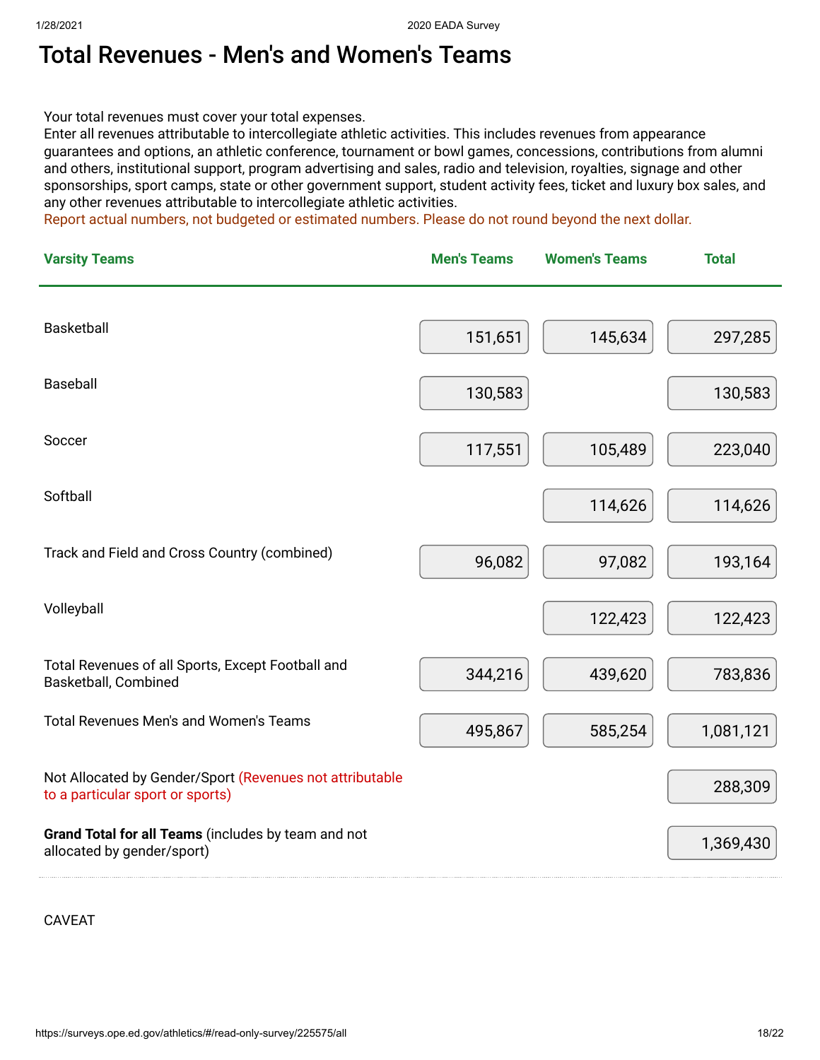# Total Revenues - Men's and Women's Teams

Your total revenues must cover your total expenses.
Enter all revenues attributable to intercollegiate athletic activities. This includes revenues from appearance guarantees and options, an athletic conference, tournament or bowl games, concessions, contributions from alumni and others, institutional support, program advertising and sales, radio and television, royalties, signage and other sponsorships, sport camps, state or other government support, student activity fees, ticket and luxury box sales, and any other revenues attributable to intercollegiate athletic activities.
Report actual numbers, not budgeted or estimated numbers. Please do not round beyond the next dollar.

| Varsity Teams | Men's Teams | Women's Teams | Total |
|---|---|---|---|
| Basketball | 151,651 | 145,634 | 297,285 |
| Baseball | 130,583 | | 130,583 |
| Soccer | 117,551 | 105,489 | 223,040 |
| Softball | | 114,626 | 114,626 |
| Track and Field and Cross Country (combined) | 96,082 | 97,082 | 193,164 |
| Volleyball | | 122,423 | 122,423 |
| Total Revenues of all Sports, Except Football and Basketball, Combined | 344,216 | 439,620 | 783,836 |
| Total Revenues Men's and Women's Teams | 495,867 | 585,254 | 1,081,121 |
| Not Allocated by Gender/Sport (Revenues not attributable to a particular sport or sports) | | | 288,309 |
| **Grand Total for all Teams** (includes by team and not allocated by gender/sport) | | | 1,369,430 |

CAVEAT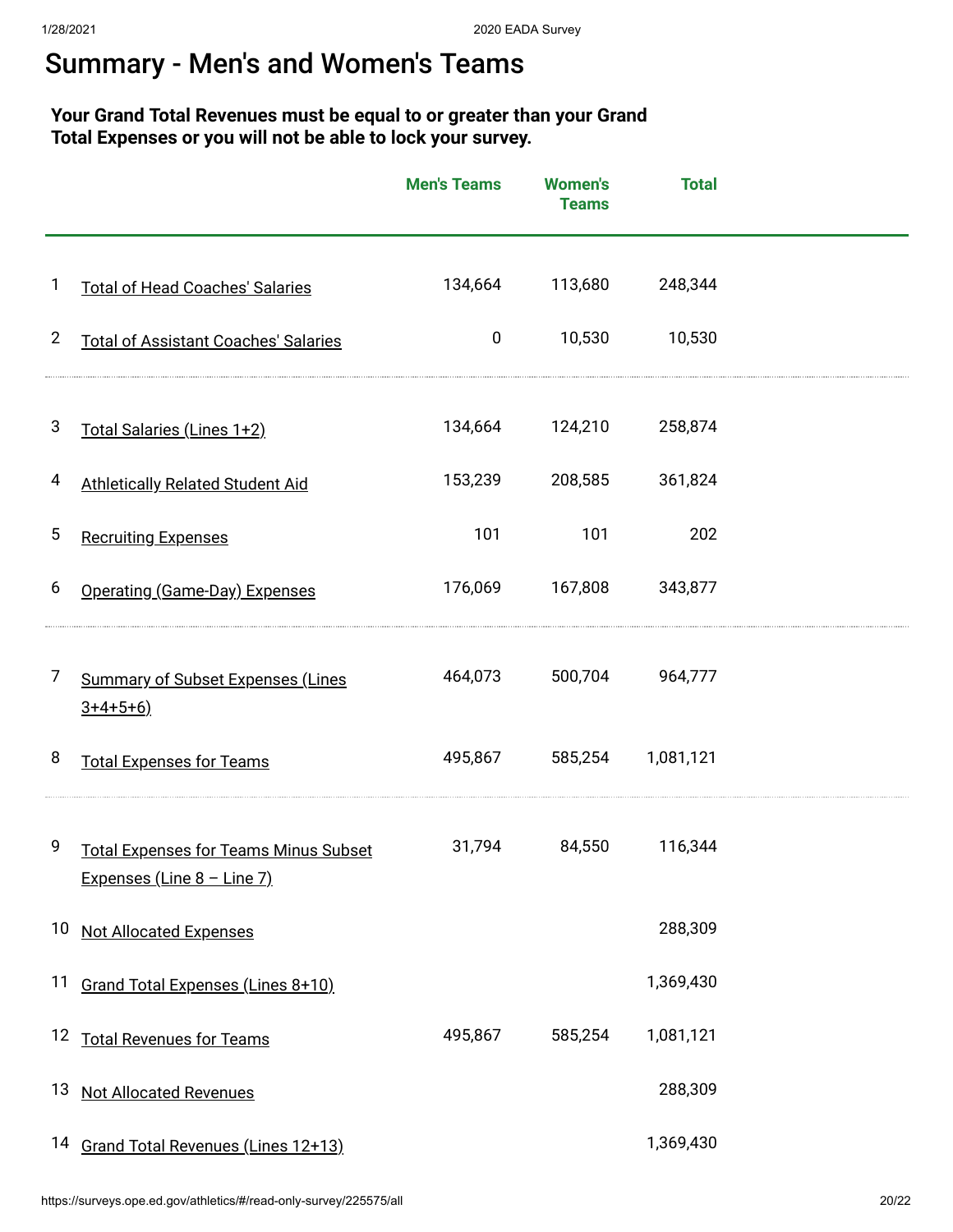# Summary - Men's and Women's Teams

**Your Grand Total Revenues must be equal to or greater than your Grand Total Expenses or you will not be able to lock your survey.**

| | | Men's Teams | Women's Teams | Total |
|---|---|---|---|---|
| 1 | Total of Head Coaches' Salaries | 134,664 | 113,680 | 248,344 |
| 2 | Total of Assistant Coaches' Salaries | 0 | 10,530 | 10,530 |
| 3 | Total Salaries (Lines 1+2) | 134,664 | 124,210 | 258,874 |
| 4 | Athletically Related Student Aid | 153,239 | 208,585 | 361,824 |
| 5 | Recruiting Expenses | 101 | 101 | 202 |
| 6 | Operating (Game-Day) Expenses | 176,069 | 167,808 | 343,877 |
| 7 | Summary of Subset Expenses (Lines 3+4+5+6) | 464,073 | 500,704 | 964,777 |
| 8 | Total Expenses for Teams | 495,867 | 585,254 | 1,081,121 |
| 9 | Total Expenses for Teams Minus Subset Expenses (Line 8 – Line 7) | 31,794 | 84,550 | 116,344 |
| 10 | Not Allocated Expenses | | | 288,309 |
| 11 | Grand Total Expenses (Lines 8+10) | | | 1,369,430 |
| 12 | Total Revenues for Teams | 495,867 | 585,254 | 1,081,121 |
| 13 | Not Allocated Revenues | | | 288,309 |
| 14 | Grand Total Revenues (Lines 12+13) | | | 1,369,430 |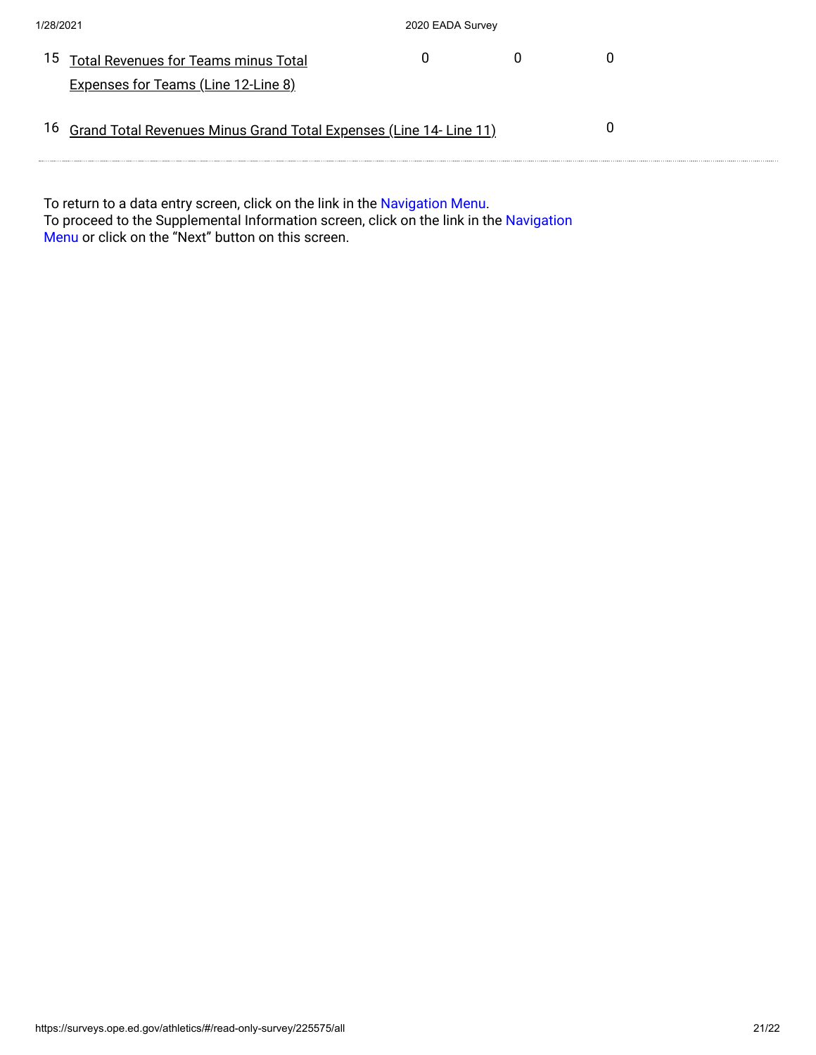| | | | | |
|---|---|---|---|---|
| 15 | Total Revenues for Teams minus Total Expenses for Teams (Line 12-Line 8) | 0 | 0 | 0 |
| 16 | Grand Total Revenues Minus Grand Total Expenses (Line 14- Line 11) | | | 0 |

To return to a data entry screen, click on the link in the Navigation Menu.
To proceed to the Supplemental Information screen, click on the link in the Navigation Menu or click on the “Next” button on this screen.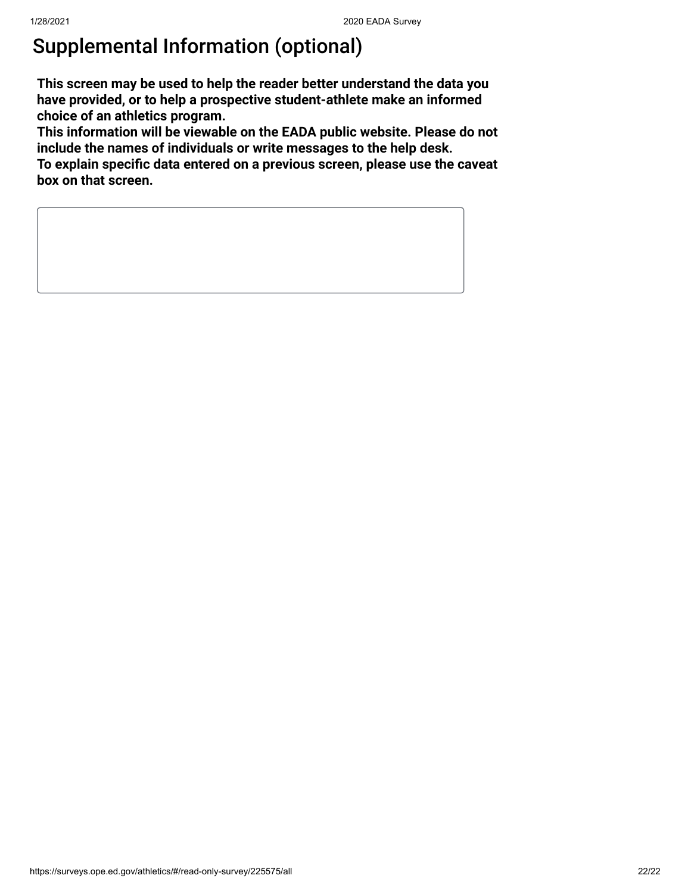# Supplemental Information (optional)

**This screen may be used to help the reader better understand the data you have provided, or to help a prospective student-athlete make an informed choice of an athletics program.**
**This information will be viewable on the EADA public website. Please do not include the names of individuals or write messages to the help desk.**
**To explain specific data entered on a previous screen, please use the caveat box on that screen.**